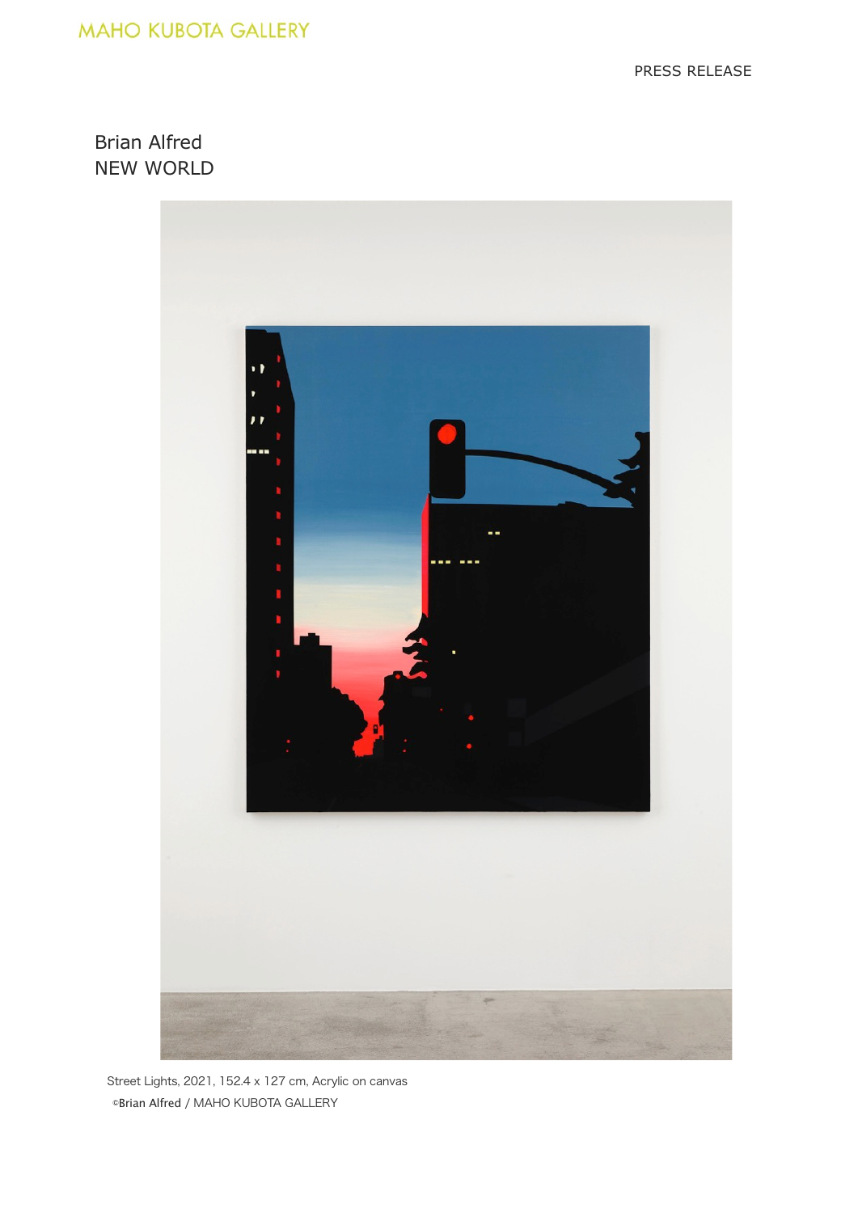MAHO KUBOTA GALLERY

PRESS RELEASE

# Brian Alfred
# NEW WORLD

Street Lights, 2021, 152.4 x 127 cm, Acrylic on canvas
©Brian Alfred / MAHO KUBOTA GALLERY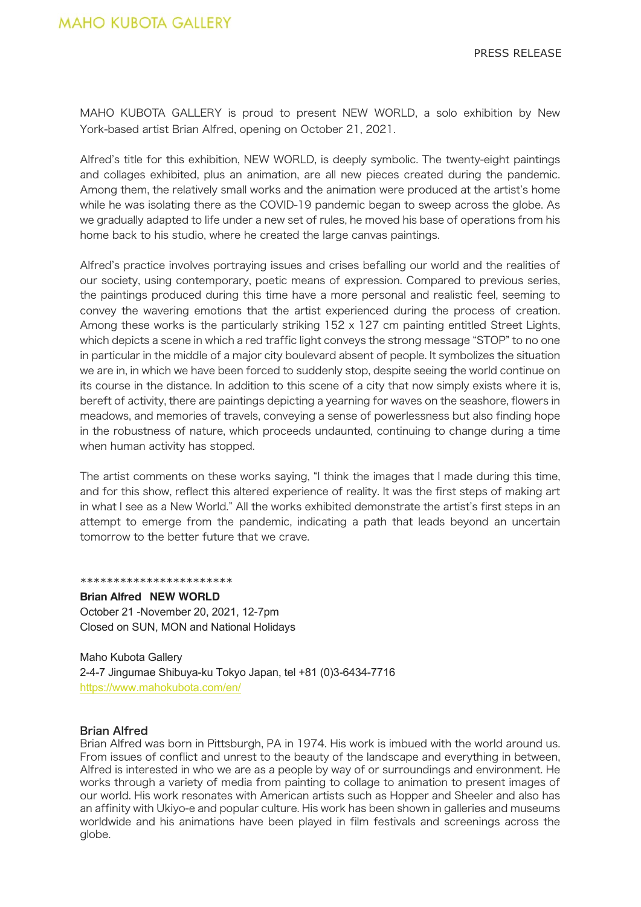MAHO KUBOTA GALLERY

PRESS RELEASE

MAHO KUBOTA GALLERY is proud to present NEW WORLD, a solo exhibition by New York-based artist Brian Alfred, opening on October 21, 2021.

Alfred's title for this exhibition, NEW WORLD, is deeply symbolic. The twenty-eight paintings and collages exhibited, plus an animation, are all new pieces created during the pandemic. Among them, the relatively small works and the animation were produced at the artist's home while he was isolating there as the COVID-19 pandemic began to sweep across the globe. As we gradually adapted to life under a new set of rules, he moved his base of operations from his home back to his studio, where he created the large canvas paintings.

Alfred's practice involves portraying issues and crises befalling our world and the realities of our society, using contemporary, poetic means of expression. Compared to previous series, the paintings produced during this time have a more personal and realistic feel, seeming to convey the wavering emotions that the artist experienced during the process of creation. Among these works is the particularly striking 152 x 127 cm painting entitled Street Lights, which depicts a scene in which a red traffic light conveys the strong message "STOP" to no one in particular in the middle of a major city boulevard absent of people. It symbolizes the situation we are in, in which we have been forced to suddenly stop, despite seeing the world continue on its course in the distance. In addition to this scene of a city that now simply exists where it is, bereft of activity, there are paintings depicting a yearning for waves on the seashore, flowers in meadows, and memories of travels, conveying a sense of powerlessness but also finding hope in the robustness of nature, which proceeds undaunted, continuing to change during a time when human activity has stopped.

The artist comments on these works saying, "I think the images that I made during this time, and for this show, reflect this altered experience of reality. It was the first steps of making art in what I see as a New World." All the works exhibited demonstrate the artist's first steps in an attempt to emerge from the pandemic, indicating a path that leads beyond an uncertain tomorrow to the better future that we crave.

***********************

**Brian Alfred　NEW WORLD**
October 21 -November 20, 2021, 12-7pm
Closed on SUN, MON and National Holidays

Maho Kubota Gallery
2-4-7 Jingumae Shibuya-ku Tokyo Japan, tel +81 (0)3-6434-7716
https://www.mahokubota.com/en/

### Brian Alfred

Brian Alfred was born in Pittsburgh, PA in 1974. His work is imbued with the world around us. From issues of conflict and unrest to the beauty of the landscape and everything in between, Alfred is interested in who we are as a people by way of or surroundings and environment. He works through a variety of media from painting to collage to animation to present images of our world. His work resonates with American artists such as Hopper and Sheeler and also has an affinity with Ukiyo-e and popular culture. His work has been shown in galleries and museums worldwide and his animations have been played in film festivals and screenings across the globe.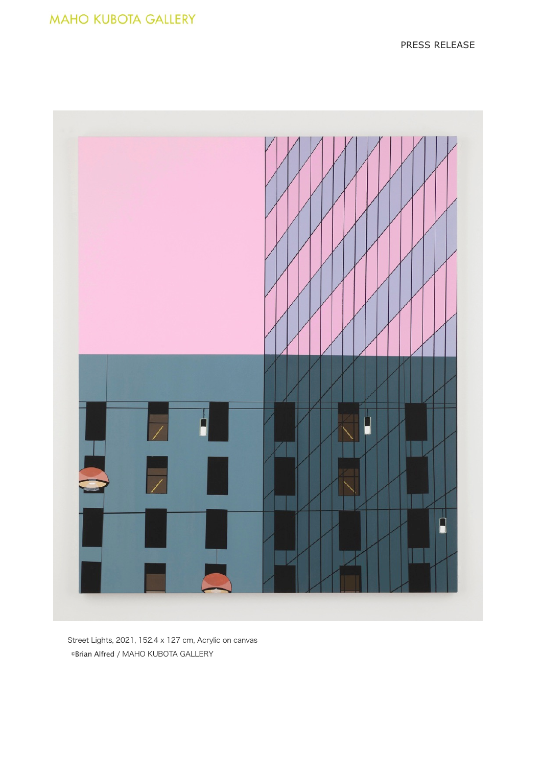Street Lights, 2021, 152.4 x 127 cm, Acrylic on canvas
©Brian Alfred / MAHO KUBOTA GALLERY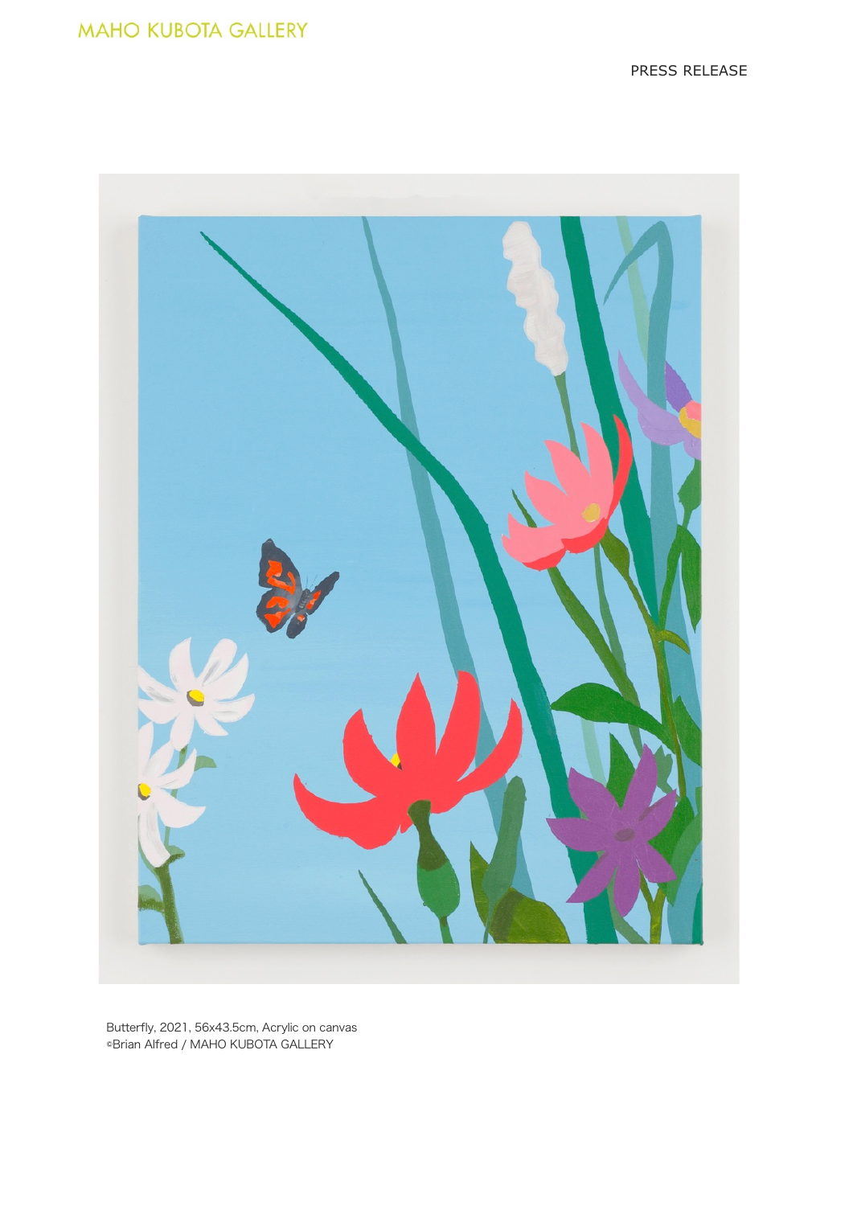Butterfly, 2021, 56x43.5cm, Acrylic on canvas
©Brian Alfred / MAHO KUBOTA GALLERY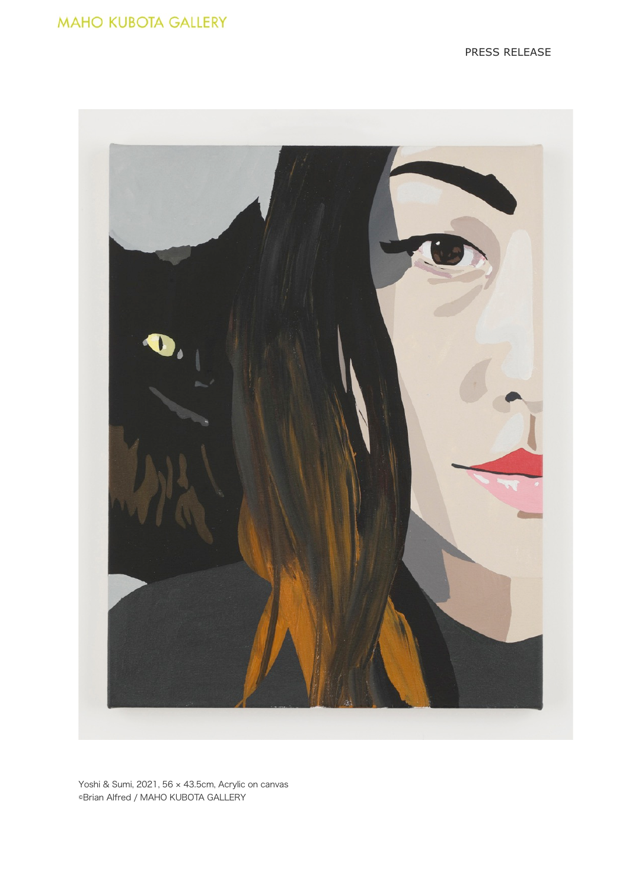Yoshi & Sumi, 2021, 56 × 43.5cm, Acrylic on canvas
©Brian Alfred / MAHO KUBOTA GALLERY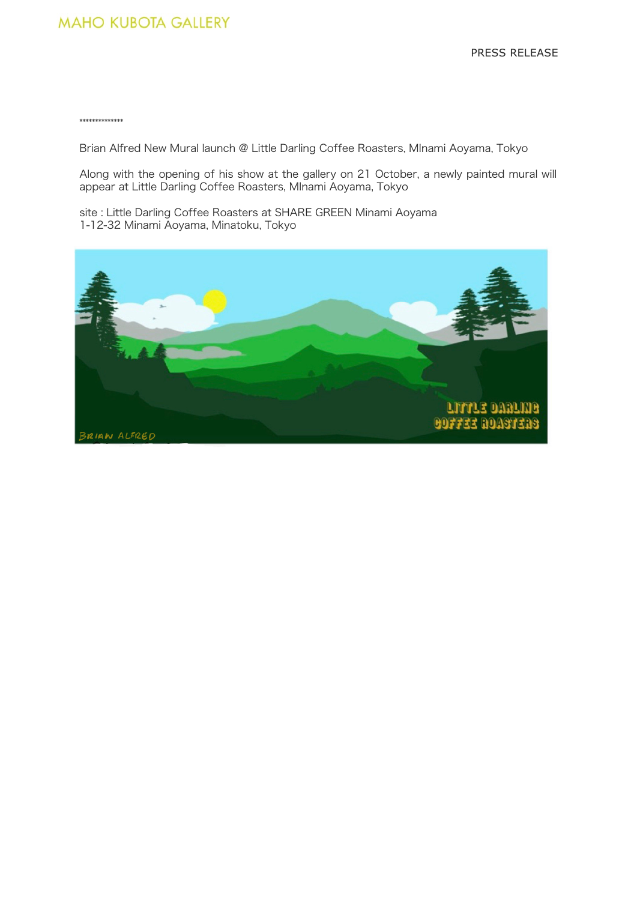**************

Brian Alfred New Mural launch @ Little Darling Coffee Roasters, MInami Aoyama, Tokyo

Along with the opening of his show at the gallery on 21 October, a newly painted mural will appear at Little Darling Coffee Roasters, MInami Aoyama, Tokyo

site : Little Darling Coffee Roasters at SHARE GREEN Minami Aoyama
1-12-32 Minami Aoyama, Minatoku, Tokyo